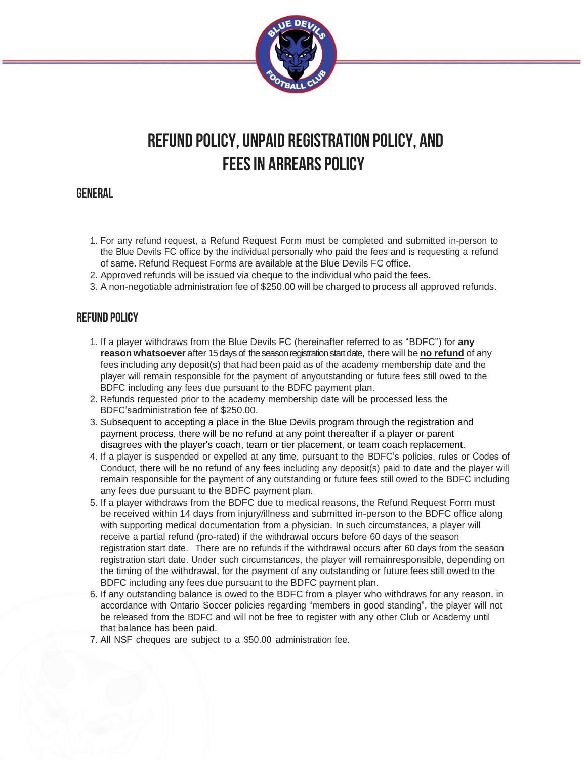# REFUND POLICY, UNPAID REGISTRATION POLICY, AND FEES IN ARREARS POLICY

## GENERAL

1. For any refund request, a Refund Request Form must be completed and submitted in-person to the Blue Devils FC office by the individual personally who paid the fees and is requesting a refund of same. Refund Request Forms are available at the Blue Devils FC office.
2. Approved refunds will be issued via cheque to the individual who paid the fees.
3. A non-negotiable administration fee of $250.00 will be charged to process all approved refunds.

## REFUND POLICY

1. If a player withdraws from the Blue Devils FC (hereinafter referred to as "BDFC") for **any reason whatsoever** after 15 days of the season registration start date, there will be **no refund** of any fees including any deposit(s) that had been paid as of the academy membership date and the player will remain responsible for the payment of anyoutstanding or future fees still owed to the BDFC including any fees due pursuant to the BDFC payment plan.
2. Refunds requested prior to the academy membership date will be processed less the BDFC'sadministration fee of $250.00.
3. Subsequent to accepting a place in the Blue Devils program through the registration and payment process, there will be no refund at any point thereafter if a player or parent disagrees with the player's coach, team or tier placement, or team coach replacement.
4. If a player is suspended or expelled at any time, pursuant to the BDFC's policies, rules or Codes of Conduct, there will be no refund of any fees including any deposit(s) paid to date and the player will remain responsible for the payment of any outstanding or future fees still owed to the BDFC including any fees due pursuant to the BDFC payment plan.
5. If a player withdraws from the BDFC due to medical reasons, the Refund Request Form must be received within 14 days from injury/illness and submitted in-person to the BDFC office along with supporting medical documentation from a physician. In such circumstances, a player will receive a partial refund (pro-rated) if the withdrawal occurs before 60 days of the season registration start date. There are no refunds if the withdrawal occurs after 60 days from the season registration start date. Under such circumstances, the player will remainresponsible, depending on the timing of the withdrawal, for the payment of any outstanding or future fees still owed to the BDFC including any fees due pursuant to the BDFC payment plan.
6. If any outstanding balance is owed to the BDFC from a player who withdraws for any reason, in accordance with Ontario Soccer policies regarding "members in good standing", the player will not be released from the BDFC and will not be free to register with any other Club or Academy until that balance has been paid.
7. All NSF cheques are subject to a $50.00 administration fee.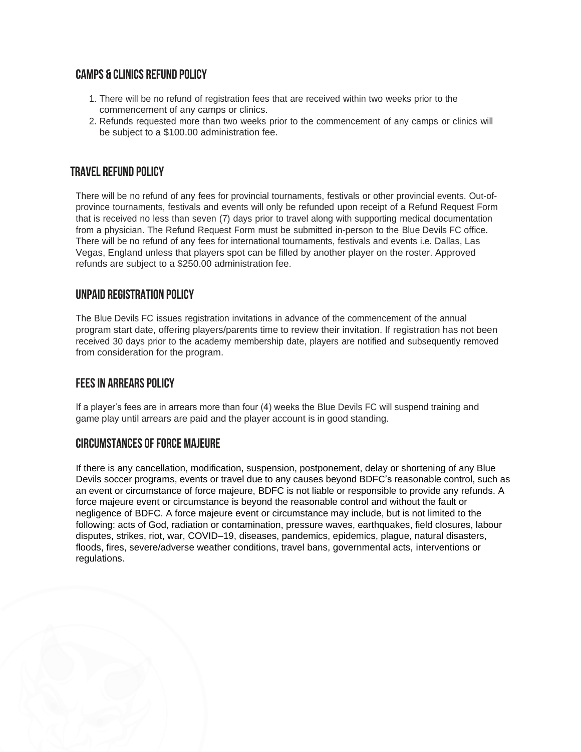## CAMPS & CLINICS REFUND POLICY

1. There will be no refund of registration fees that are received within two weeks prior to the commencement of any camps or clinics.
2. Refunds requested more than two weeks prior to the commencement of any camps or clinics will be subject to a $100.00 administration fee.

## TRAVEL REFUND POLICY

There will be no refund of any fees for provincial tournaments, festivals or other provincial events. Out-of-province tournaments, festivals and events will only be refunded upon receipt of a Refund Request Form that is received no less than seven (7) days prior to travel along with supporting medical documentation from a physician. The Refund Request Form must be submitted in-person to the Blue Devils FC office. There will be no refund of any fees for international tournaments, festivals and events i.e. Dallas, Las Vegas, England unless that players spot can be filled by another player on the roster. Approved refunds are subject to a $250.00 administration fee.

## UNPAID REGISTRATION POLICY

The Blue Devils FC issues registration invitations in advance of the commencement of the annual program start date, offering players/parents time to review their invitation. If registration has not been received 30 days prior to the academy membership date, players are notified and subsequently removed from consideration for the program.

## FEES IN ARREARS POLICY

If a player's fees are in arrears more than four (4) weeks the Blue Devils FC will suspend training and game play until arrears are paid and the player account is in good standing.

## CIRCUMSTANCES OF FORCE MAJEURE

If there is any cancellation, modification, suspension, postponement, delay or shortening of any Blue Devils soccer programs, events or travel due to any causes beyond BDFC's reasonable control, such as an event or circumstance of force majeure, BDFC is not liable or responsible to provide any refunds. A force majeure event or circumstance is beyond the reasonable control and without the fault or negligence of BDFC. A force majeure event or circumstance may include, but is not limited to the following: acts of God, radiation or contamination, pressure waves, earthquakes, field closures, labour disputes, strikes, riot, war, COVID–19, diseases, pandemics, epidemics, plague, natural disasters, floods, fires, severe/adverse weather conditions, travel bans, governmental acts, interventions or regulations.